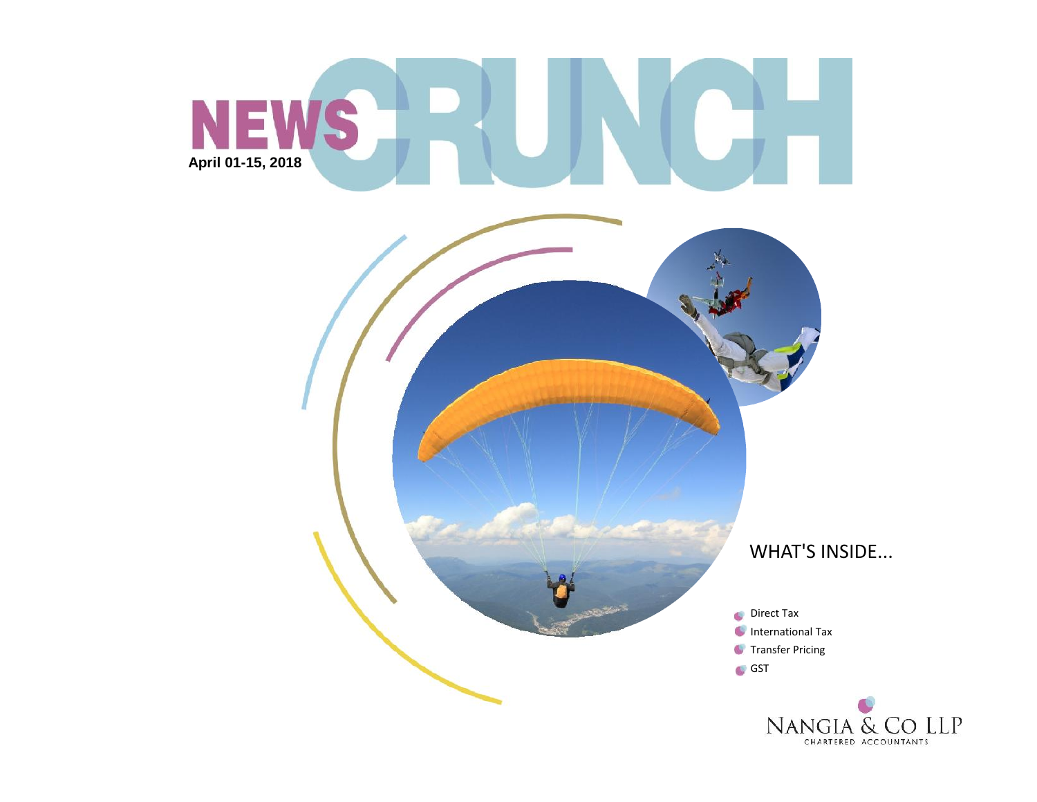# NEWS CRUNCH

**April 01-15, 2018**

## WHAT'S INSIDE...

- Direct Tax
- International Tax
- Transfer Pricing
- GST

NANGIA & CO LLP
CHARTERED ACCOUNTANTS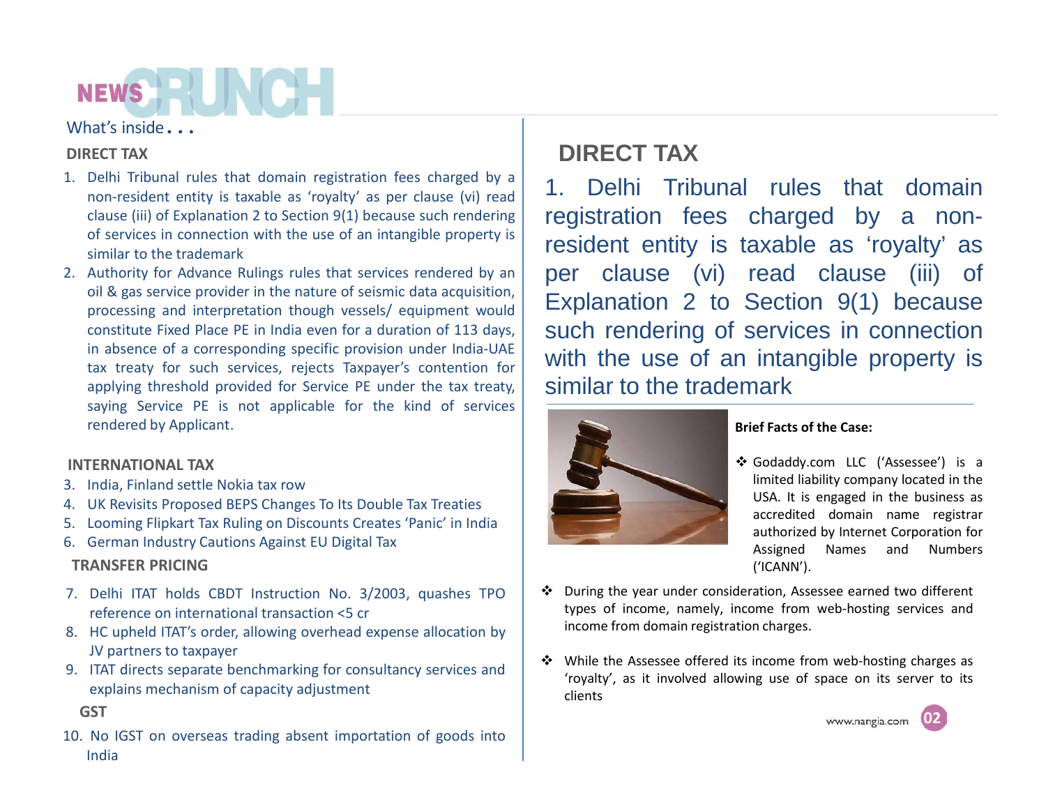# NEWS CRUNCH

What's inside . . .

**DIRECT TAX**

1. Delhi Tribunal rules that domain registration fees charged by a non-resident entity is taxable as 'royalty' as per clause (vi) read clause (iii) of Explanation 2 to Section 9(1) because such rendering of services in connection with the use of an intangible property is similar to the trademark
2. Authority for Advance Rulings rules that services rendered by an oil & gas service provider in the nature of seismic data acquisition, processing and interpretation though vessels/ equipment would constitute Fixed Place PE in India even for a duration of 113 days, in absence of a corresponding specific provision under India-UAE tax treaty for such services, rejects Taxpayer's contention for applying threshold provided for Service PE under the tax treaty, saying Service PE is not applicable for the kind of services rendered by Applicant.

**INTERNATIONAL TAX**

3. India, Finland settle Nokia tax row
4. UK Revisits Proposed BEPS Changes To Its Double Tax Treaties
5. Looming Flipkart Tax Ruling on Discounts Creates 'Panic' in India
6. German Industry Cautions Against EU Digital Tax

**TRANSFER PRICING**

7. Delhi ITAT holds CBDT Instruction No. 3/2003, quashes TPO reference on international transaction <5 cr
8. HC upheld ITAT's order, allowing overhead expense allocation by JV partners to taxpayer
9. ITAT directs separate benchmarking for consultancy services and explains mechanism of capacity adjustment

**GST**

10. No IGST on overseas trading absent importation of goods into India

## DIRECT TAX

### 1. Delhi Tribunal rules that domain registration fees charged by a non-resident entity is taxable as 'royalty' as per clause (vi) read clause (iii) of Explanation 2 to Section 9(1) because such rendering of services in connection with the use of an intangible property is similar to the trademark

**Brief Facts of the Case:**

- Godaddy.com LLC ('Assessee') is a limited liability company located in the USA. It is engaged in the business as accredited domain name registrar authorized by Internet Corporation for Assigned Names and Numbers ('ICANN').
- During the year under consideration, Assessee earned two different types of income, namely, income from web-hosting services and income from domain registration charges.
- While the Assessee offered its income from web-hosting charges as 'royalty', as it involved allowing use of space on its server to its clients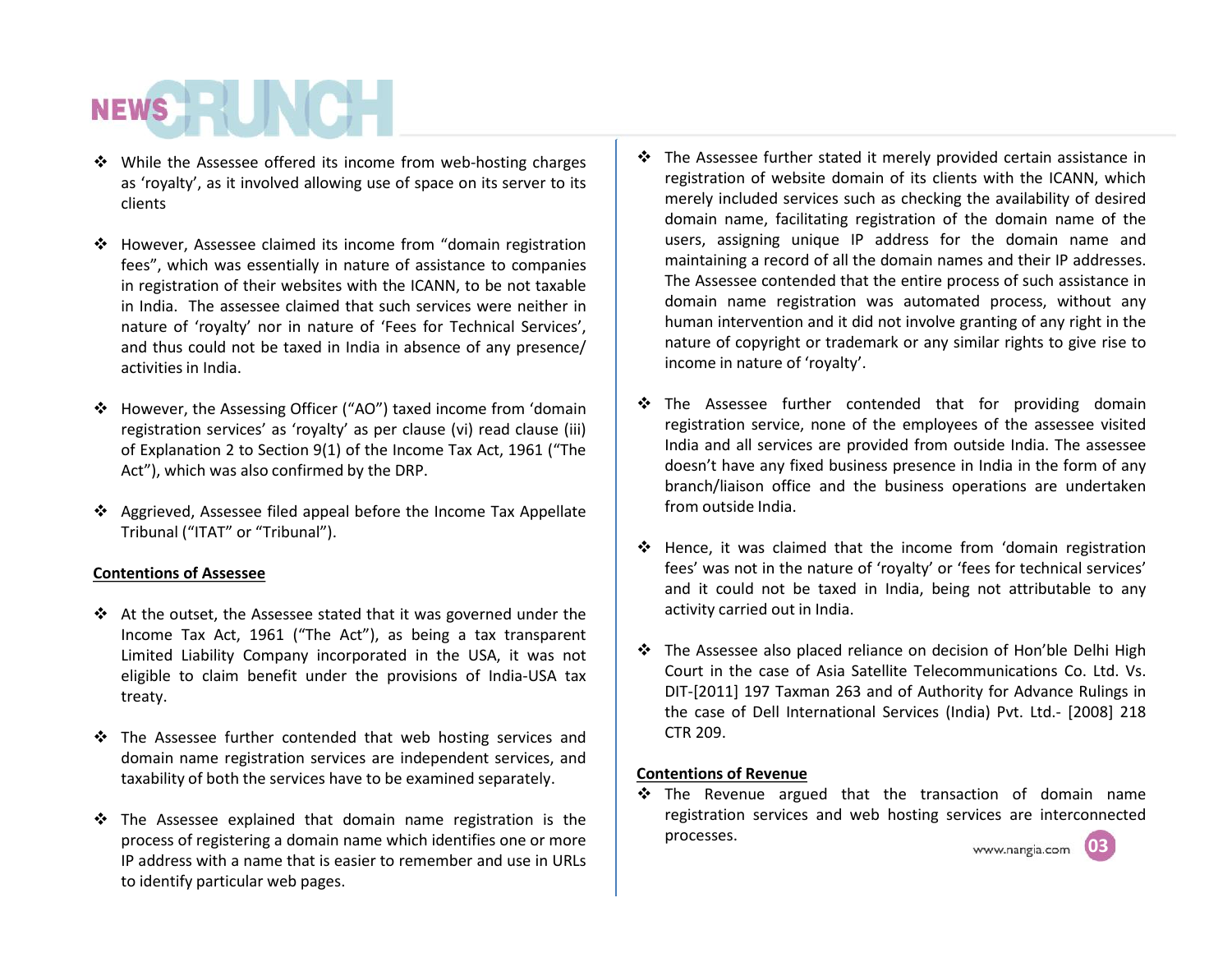- While the Assessee offered its income from web-hosting charges as 'royalty', as it involved allowing use of space on its server to its clients

- However, Assessee claimed its income from "domain registration fees", which was essentially in nature of assistance to companies in registration of their websites with the ICANN, to be not taxable in India. The assessee claimed that such services were neither in nature of 'royalty' nor in nature of 'Fees for Technical Services', and thus could not be taxed in India in absence of any presence/ activities in India.

- However, the Assessing Officer ("AO") taxed income from 'domain registration services' as 'royalty' as per clause (vi) read clause (iii) of Explanation 2 to Section 9(1) of the Income Tax Act, 1961 ("The Act"), which was also confirmed by the DRP.

- Aggrieved, Assessee filed appeal before the Income Tax Appellate Tribunal ("ITAT" or "Tribunal").

**Contentions of Assessee**

- At the outset, the Assessee stated that it was governed under the Income Tax Act, 1961 ("The Act"), as being a tax transparent Limited Liability Company incorporated in the USA, it was not eligible to claim benefit under the provisions of India-USA tax treaty.

- The Assessee further contended that web hosting services and domain name registration services are independent services, and taxability of both the services have to be examined separately.

- The Assessee explained that domain name registration is the process of registering a domain name which identifies one or more IP address with a name that is easier to remember and use in URLs to identify particular web pages.

- The Assessee further stated it merely provided certain assistance in registration of website domain of its clients with the ICANN, which merely included services such as checking the availability of desired domain name, facilitating registration of the domain name of the users, assigning unique IP address for the domain name and maintaining a record of all the domain names and their IP addresses. The Assessee contended that the entire process of such assistance in domain name registration was automated process, without any human intervention and it did not involve granting of any right in the nature of copyright or trademark or any similar rights to give rise to income in nature of 'royalty'.

- The Assessee further contended that for providing domain registration service, none of the employees of the assessee visited India and all services are provided from outside India. The assessee doesn't have any fixed business presence in India in the form of any branch/liaison office and the business operations are undertaken from outside India.

- Hence, it was claimed that the income from 'domain registration fees' was not in the nature of 'royalty' or 'fees for technical services' and it could not be taxed in India, being not attributable to any activity carried out in India.

- The Assessee also placed reliance on decision of Hon'ble Delhi High Court in the case of Asia Satellite Telecommunications Co. Ltd. Vs. DIT-[2011] 197 Taxman 263 and of Authority for Advance Rulings in the case of Dell International Services (India) Pvt. Ltd.- [2008] 218 CTR 209.

**Contentions of Revenue**

- The Revenue argued that the transaction of domain name registration services and web hosting services are interconnected processes.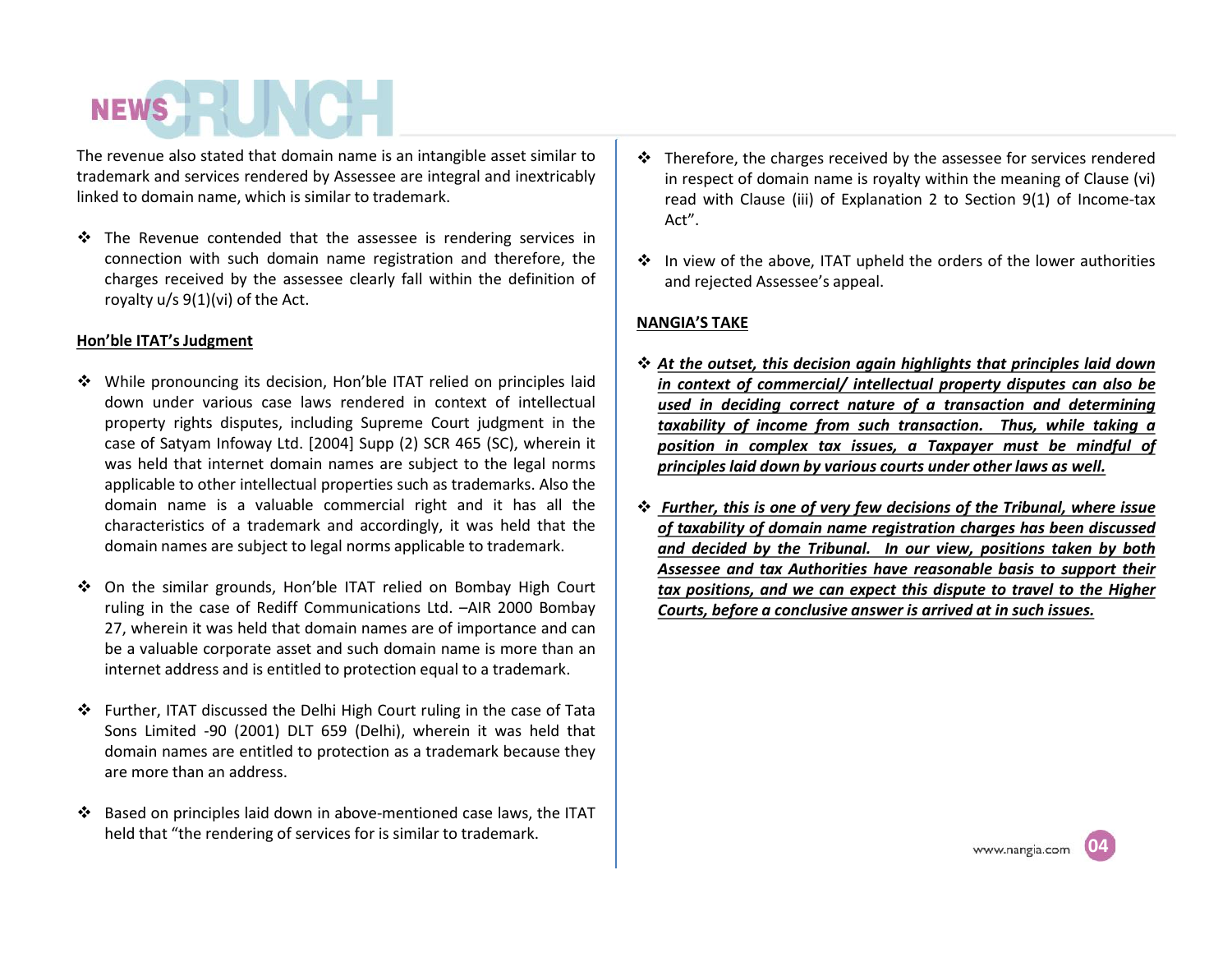The revenue also stated that domain name is an intangible asset similar to trademark and services rendered by Assessee are integral and inextricably linked to domain name, which is similar to trademark.

- The Revenue contended that the assessee is rendering services in connection with such domain name registration and therefore, the charges received by the assessee clearly fall within the definition of royalty u/s 9(1)(vi) of the Act.

**Hon'ble ITAT's Judgment**

- While pronouncing its decision, Hon'ble ITAT relied on principles laid down under various case laws rendered in context of intellectual property rights disputes, including Supreme Court judgment in the case of Satyam Infoway Ltd. [2004] Supp (2) SCR 465 (SC), wherein it was held that internet domain names are subject to the legal norms applicable to other intellectual properties such as trademarks. Also the domain name is a valuable commercial right and it has all the characteristics of a trademark and accordingly, it was held that the domain names are subject to legal norms applicable to trademark.

- On the similar grounds, Hon'ble ITAT relied on Bombay High Court ruling in the case of Rediff Communications Ltd. –AIR 2000 Bombay 27, wherein it was held that domain names are of importance and can be a valuable corporate asset and such domain name is more than an internet address and is entitled to protection equal to a trademark.

- Further, ITAT discussed the Delhi High Court ruling in the case of Tata Sons Limited -90 (2001) DLT 659 (Delhi), wherein it was held that domain names are entitled to protection as a trademark because they are more than an address.

- Based on principles laid down in above-mentioned case laws, the ITAT held that "the rendering of services for is similar to trademark.

- Therefore, the charges received by the assessee for services rendered in respect of domain name is royalty within the meaning of Clause (vi) read with Clause (iii) of Explanation 2 to Section 9(1) of Income-tax Act".

- In view of the above, ITAT upheld the orders of the lower authorities and rejected Assessee's appeal.

**NANGIA'S TAKE**

- ***At the outset, this decision again highlights that principles laid down in context of commercial/ intellectual property disputes can also be used in deciding correct nature of a transaction and determining taxability of income from such transaction. Thus, while taking a position in complex tax issues, a Taxpayer must be mindful of principles laid down by various courts under other laws as well.***

- ***Further, this is one of very few decisions of the Tribunal, where issue of taxability of domain name registration charges has been discussed and decided by the Tribunal. In our view, positions taken by both Assessee and tax Authorities have reasonable basis to support their tax positions, and we can expect this dispute to travel to the Higher Courts, before a conclusive answer is arrived at in such issues.***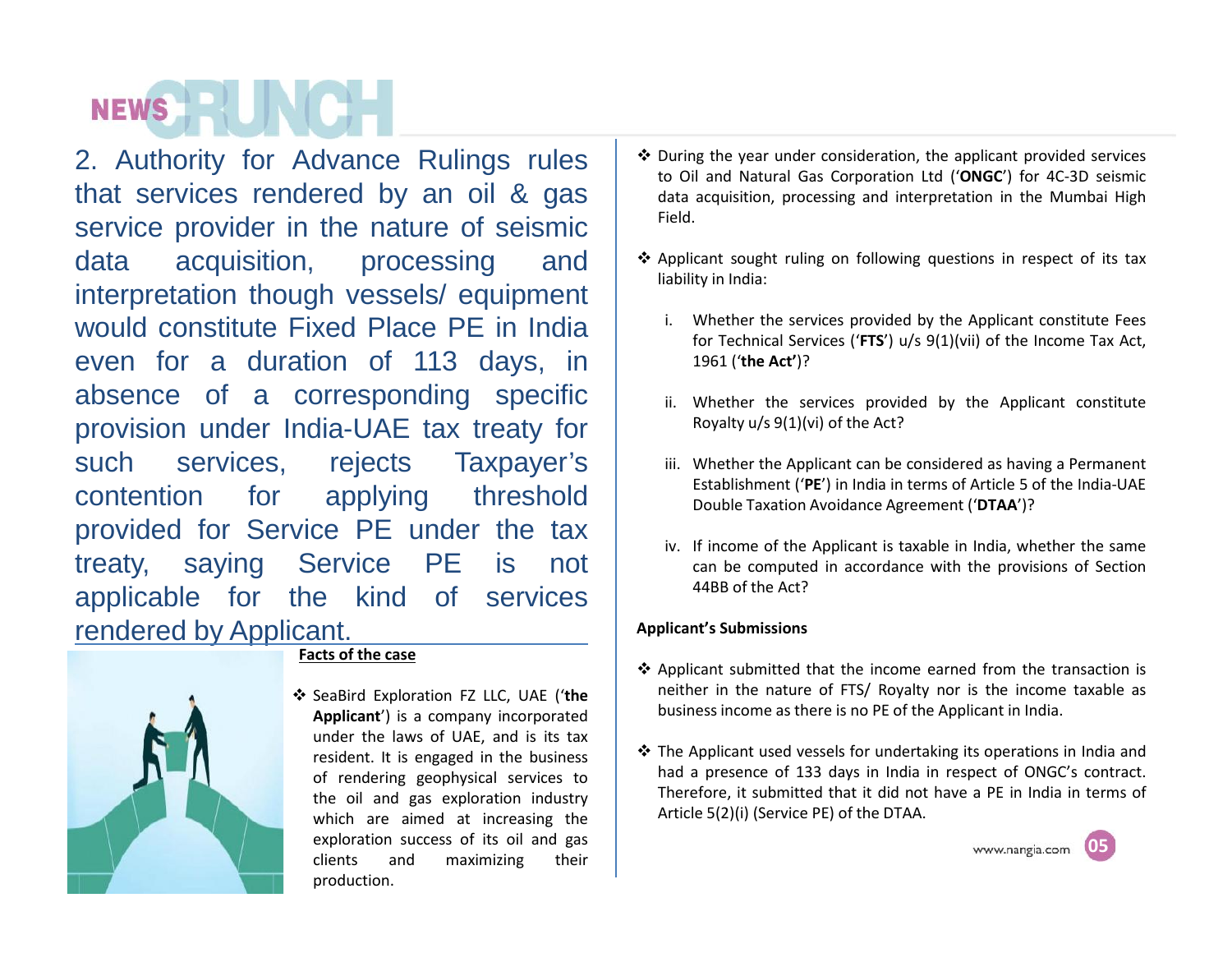## 2. Authority for Advance Rulings rules that services rendered by an oil & gas service provider in the nature of seismic data acquisition, processing and interpretation though vessels/ equipment would constitute Fixed Place PE in India even for a duration of 113 days, in absence of a corresponding specific provision under India-UAE tax treaty for such services, rejects Taxpayer's contention for applying threshold provided for Service PE under the tax treaty, saying Service PE is not applicable for the kind of services rendered by Applicant.

**Facts of the case**

- SeaBird Exploration FZ LLC, UAE ('**the Applicant**') is a company incorporated under the laws of UAE, and is its tax resident. It is engaged in the business of rendering geophysical services to the oil and gas exploration industry which are aimed at increasing the exploration success of its oil and gas clients and maximizing their production.
- During the year under consideration, the applicant provided services to Oil and Natural Gas Corporation Ltd ('**ONGC**') for 4C-3D seismic data acquisition, processing and interpretation in the Mumbai High Field.
- Applicant sought ruling on following questions in respect of its tax liability in India:

   i. Whether the services provided by the Applicant constitute Fees for Technical Services ('**FTS**') u/s 9(1)(vii) of the Income Tax Act, 1961 ('**the Act'**)?

   ii. Whether the services provided by the Applicant constitute Royalty u/s 9(1)(vi) of the Act?

   iii. Whether the Applicant can be considered as having a Permanent Establishment ('**PE**') in India in terms of Article 5 of the India-UAE Double Taxation Avoidance Agreement ('**DTAA**')?

   iv. If income of the Applicant is taxable in India, whether the same can be computed in accordance with the provisions of Section 44BB of the Act?

**Applicant's Submissions**

- Applicant submitted that the income earned from the transaction is neither in the nature of FTS/ Royalty nor is the income taxable as business income as there is no PE of the Applicant in India.
- The Applicant used vessels for undertaking its operations in India and had a presence of 133 days in India in respect of ONGC's contract. Therefore, it submitted that it did not have a PE in India in terms of Article 5(2)(i) (Service PE) of the DTAA.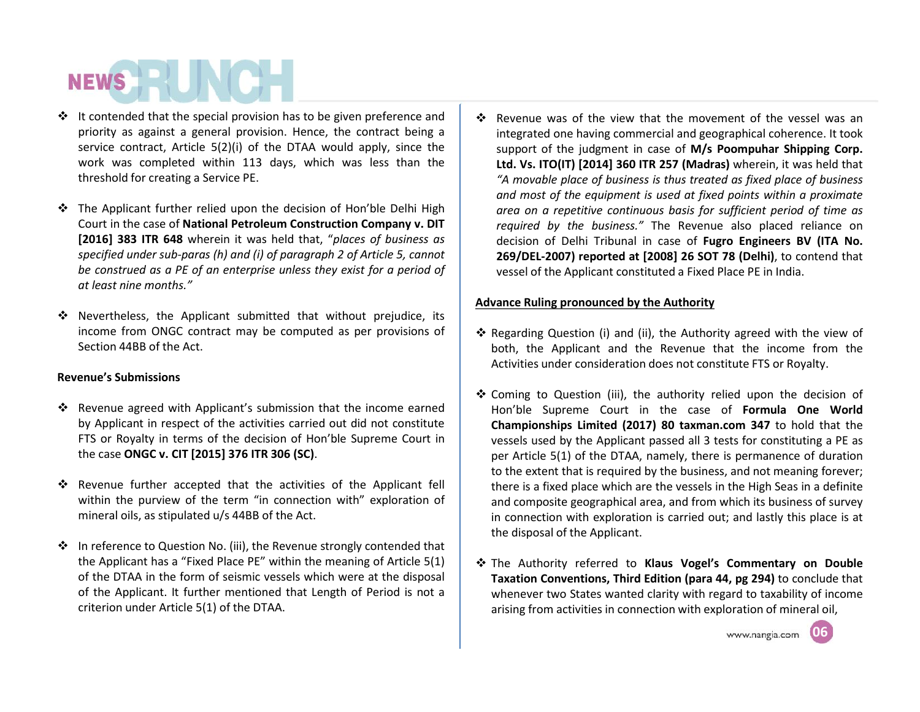- It contended that the special provision has to be given preference and priority as against a general provision. Hence, the contract being a service contract, Article 5(2)(i) of the DTAA would apply, since the work was completed within 113 days, which was less than the threshold for creating a Service PE.

- The Applicant further relied upon the decision of Hon'ble Delhi High Court in the case of **National Petroleum Construction Company v. DIT [2016] 383 ITR 648** wherein it was held that, "*places of business as specified under sub-paras (h) and (i) of paragraph 2 of Article 5, cannot be construed as a PE of an enterprise unless they exist for a period of at least nine months.*"

- Nevertheless, the Applicant submitted that without prejudice, its income from ONGC contract may be computed as per provisions of Section 44BB of the Act.

**Revenue's Submissions**

- Revenue agreed with Applicant's submission that the income earned by Applicant in respect of the activities carried out did not constitute FTS or Royalty in terms of the decision of Hon'ble Supreme Court in the case **ONGC v. CIT [2015] 376 ITR 306 (SC)**.

- Revenue further accepted that the activities of the Applicant fell within the purview of the term "in connection with" exploration of mineral oils, as stipulated u/s 44BB of the Act.

- In reference to Question No. (iii), the Revenue strongly contended that the Applicant has a "Fixed Place PE" within the meaning of Article 5(1) of the DTAA in the form of seismic vessels which were at the disposal of the Applicant. It further mentioned that Length of Period is not a criterion under Article 5(1) of the DTAA.

- Revenue was of the view that the movement of the vessel was an integrated one having commercial and geographical coherence. It took support of the judgment in case of **M/s Poompuhar Shipping Corp. Ltd. Vs. ITO(IT) [2014] 360 ITR 257 (Madras)** wherein, it was held that *"A movable place of business is thus treated as fixed place of business and most of the equipment is used at fixed points within a proximate area on a repetitive continuous basis for sufficient period of time as required by the business."* The Revenue also placed reliance on decision of Delhi Tribunal in case of **Fugro Engineers BV (ITA No. 269/DEL-2007) reported at [2008] 26 SOT 78 (Delhi)**, to contend that vessel of the Applicant constituted a Fixed Place PE in India.

**Advance Ruling pronounced by the Authority**

- Regarding Question (i) and (ii), the Authority agreed with the view of both, the Applicant and the Revenue that the income from the Activities under consideration does not constitute FTS or Royalty.

- Coming to Question (iii), the authority relied upon the decision of Hon'ble Supreme Court in the case of **Formula One World Championships Limited (2017) 80 taxman.com 347** to hold that the vessels used by the Applicant passed all 3 tests for constituting a PE as per Article 5(1) of the DTAA, namely, there is permanence of duration to the extent that is required by the business, and not meaning forever; there is a fixed place which are the vessels in the High Seas in a definite and composite geographical area, and from which its business of survey in connection with exploration is carried out; and lastly this place is at the disposal of the Applicant.

- The Authority referred to **Klaus Vogel's Commentary on Double Taxation Conventions, Third Edition (para 44, pg 294)** to conclude that whenever two States wanted clarity with regard to taxability of income arising from activities in connection with exploration of mineral oil,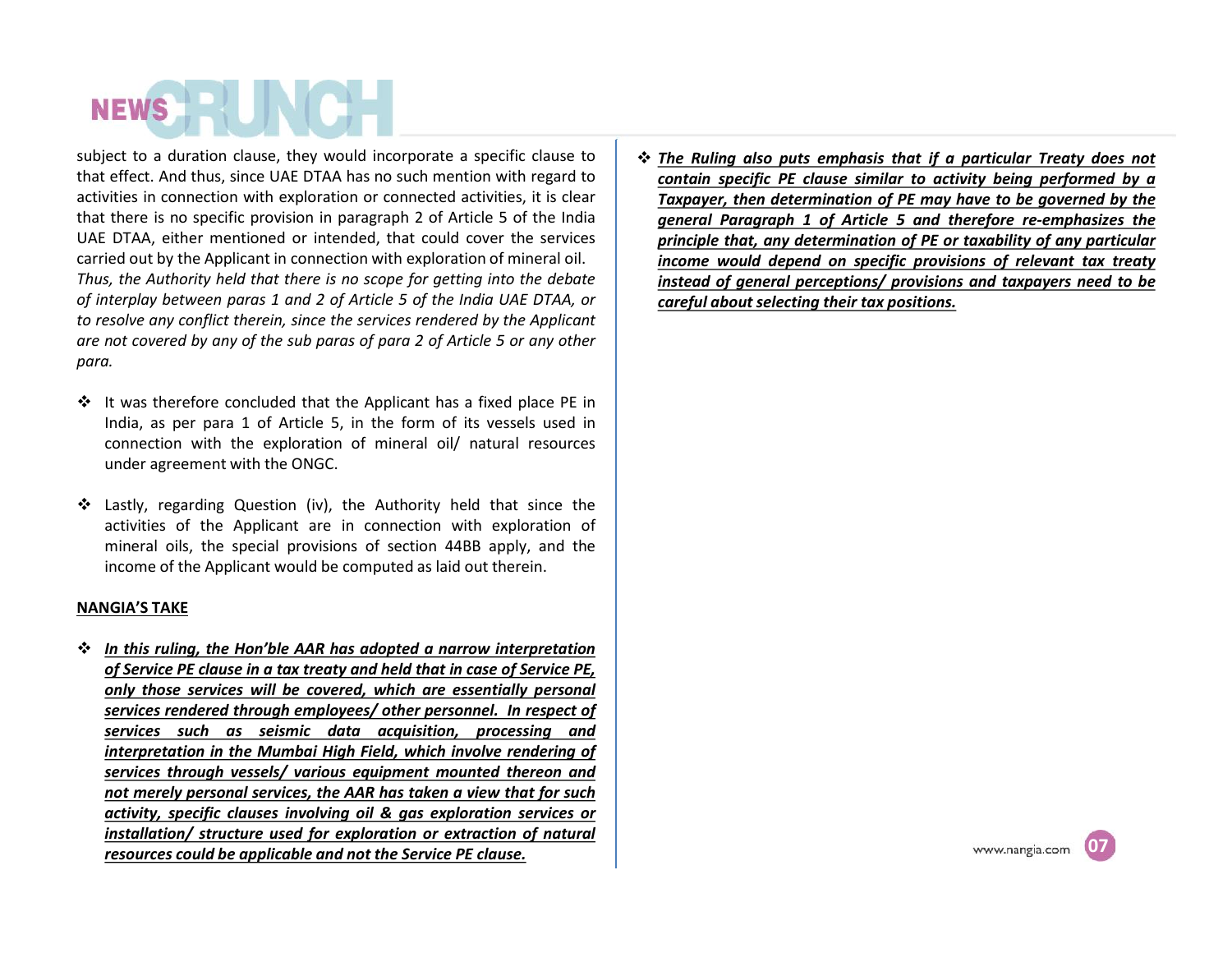subject to a duration clause, they would incorporate a specific clause to that effect. And thus, since UAE DTAA has no such mention with regard to activities in connection with exploration or connected activities, it is clear that there is no specific provision in paragraph 2 of Article 5 of the India UAE DTAA, either mentioned or intended, that could cover the services carried out by the Applicant in connection with exploration of mineral oil. *Thus, the Authority held that there is no scope for getting into the debate of interplay between paras 1 and 2 of Article 5 of the India UAE DTAA, or to resolve any conflict therein, since the services rendered by the Applicant are not covered by any of the sub paras of para 2 of Article 5 or any other para.*

- It was therefore concluded that the Applicant has a fixed place PE in India, as per para 1 of Article 5, in the form of its vessels used in connection with the exploration of mineral oil/ natural resources under agreement with the ONGC.

- Lastly, regarding Question (iv), the Authority held that since the activities of the Applicant are in connection with exploration of mineral oils, the special provisions of section 44BB apply, and the income of the Applicant would be computed as laid out therein.

**NANGIA'S TAKE**

- ***In this ruling, the Hon'ble AAR has adopted a narrow interpretation of Service PE clause in a tax treaty and held that in case of Service PE, only those services will be covered, which are essentially personal services rendered through employees/ other personnel. In respect of services such as seismic data acquisition, processing and interpretation in the Mumbai High Field, which involve rendering of services through vessels/ various equipment mounted thereon and not merely personal services, the AAR has taken a view that for such activity, specific clauses involving oil & gas exploration services or installation/ structure used for exploration or extraction of natural resources could be applicable and not the Service PE clause.***

- ***The Ruling also puts emphasis that if a particular Treaty does not contain specific PE clause similar to activity being performed by a Taxpayer, then determination of PE may have to be governed by the general Paragraph 1 of Article 5 and therefore re-emphasizes the principle that, any determination of PE or taxability of any particular income would depend on specific provisions of relevant tax treaty instead of general perceptions/ provisions and taxpayers need to be careful about selecting their tax positions.***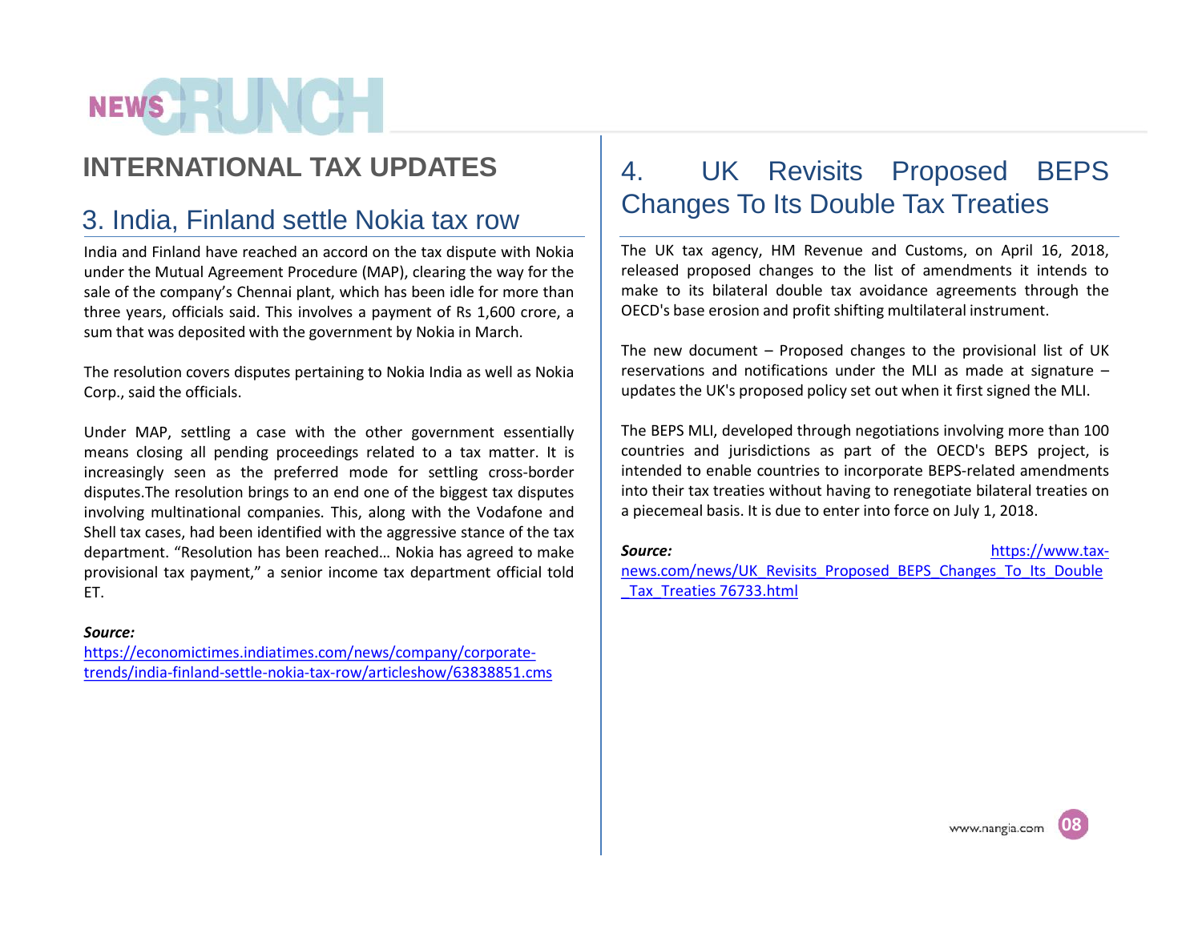# INTERNATIONAL TAX UPDATES

## 3. India, Finland settle Nokia tax row

India and Finland have reached an accord on the tax dispute with Nokia under the Mutual Agreement Procedure (MAP), clearing the way for the sale of the company's Chennai plant, which has been idle for more than three years, officials said. This involves a payment of Rs 1,600 crore, a sum that was deposited with the government by Nokia in March.

The resolution covers disputes pertaining to Nokia India as well as Nokia Corp., said the officials.

Under MAP, settling a case with the other government essentially means closing all pending proceedings related to a tax matter. It is increasingly seen as the preferred mode for settling cross-border disputes.The resolution brings to an end one of the biggest tax disputes involving multinational companies. This, along with the Vodafone and Shell tax cases, had been identified with the aggressive stance of the tax department. "Resolution has been reached… Nokia has agreed to make provisional tax payment," a senior income tax department official told ET.

***Source:***
https://economictimes.indiatimes.com/news/company/corporate-trends/india-finland-settle-nokia-tax-row/articleshow/63838851.cms

## 4. UK Revisits Proposed BEPS Changes To Its Double Tax Treaties

The UK tax agency, HM Revenue and Customs, on April 16, 2018, released proposed changes to the list of amendments it intends to make to its bilateral double tax avoidance agreements through the OECD's base erosion and profit shifting multilateral instrument.

The new document – Proposed changes to the provisional list of UK reservations and notifications under the MLI as made at signature – updates the UK's proposed policy set out when it first signed the MLI.

The BEPS MLI, developed through negotiations involving more than 100 countries and jurisdictions as part of the OECD's BEPS project, is intended to enable countries to incorporate BEPS-related amendments into their tax treaties without having to renegotiate bilateral treaties on a piecemeal basis. It is due to enter into force on July 1, 2018.

***Source:*** https://www.tax-news.com/news/UK_Revisits_Proposed_BEPS_Changes_To_Its_Double_Tax_Treaties 76733.html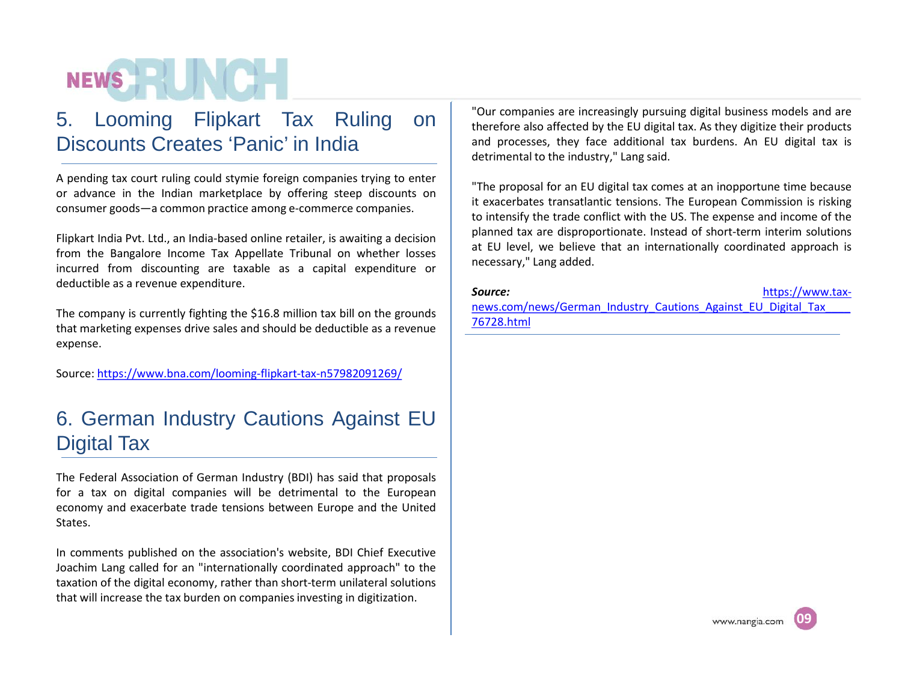## 5. Looming Flipkart Tax Ruling on Discounts Creates 'Panic' in India

A pending tax court ruling could stymie foreign companies trying to enter or advance in the Indian marketplace by offering steep discounts on consumer goods—a common practice among e-commerce companies.

Flipkart India Pvt. Ltd., an India-based online retailer, is awaiting a decision from the Bangalore Income Tax Appellate Tribunal on whether losses incurred from discounting are taxable as a capital expenditure or deductible as a revenue expenditure.

The company is currently fighting the $16.8 million tax bill on the grounds that marketing expenses drive sales and should be deductible as a revenue expense.

Source: https://www.bna.com/looming-flipkart-tax-n57982091269/

## 6. German Industry Cautions Against EU Digital Tax

The Federal Association of German Industry (BDI) has said that proposals for a tax on digital companies will be detrimental to the European economy and exacerbate trade tensions between Europe and the United States.

In comments published on the association's website, BDI Chief Executive Joachim Lang called for an "internationally coordinated approach" to the taxation of the digital economy, rather than short-term unilateral solutions that will increase the tax burden on companies investing in digitization.

"Our companies are increasingly pursuing digital business models and are therefore also affected by the EU digital tax. As they digitize their products and processes, they face additional tax burdens. An EU digital tax is detrimental to the industry," Lang said.

"The proposal for an EU digital tax comes at an inopportune time because it exacerbates transatlantic tensions. The European Commission is risking to intensify the trade conflict with the US. The expense and income of the planned tax are disproportionate. Instead of short-term interim solutions at EU level, we believe that an internationally coordinated approach is necessary," Lang added.

***Source:*** https://www.tax-news.com/news/German_Industry_Cautions_Against_EU_Digital_Tax____76728.html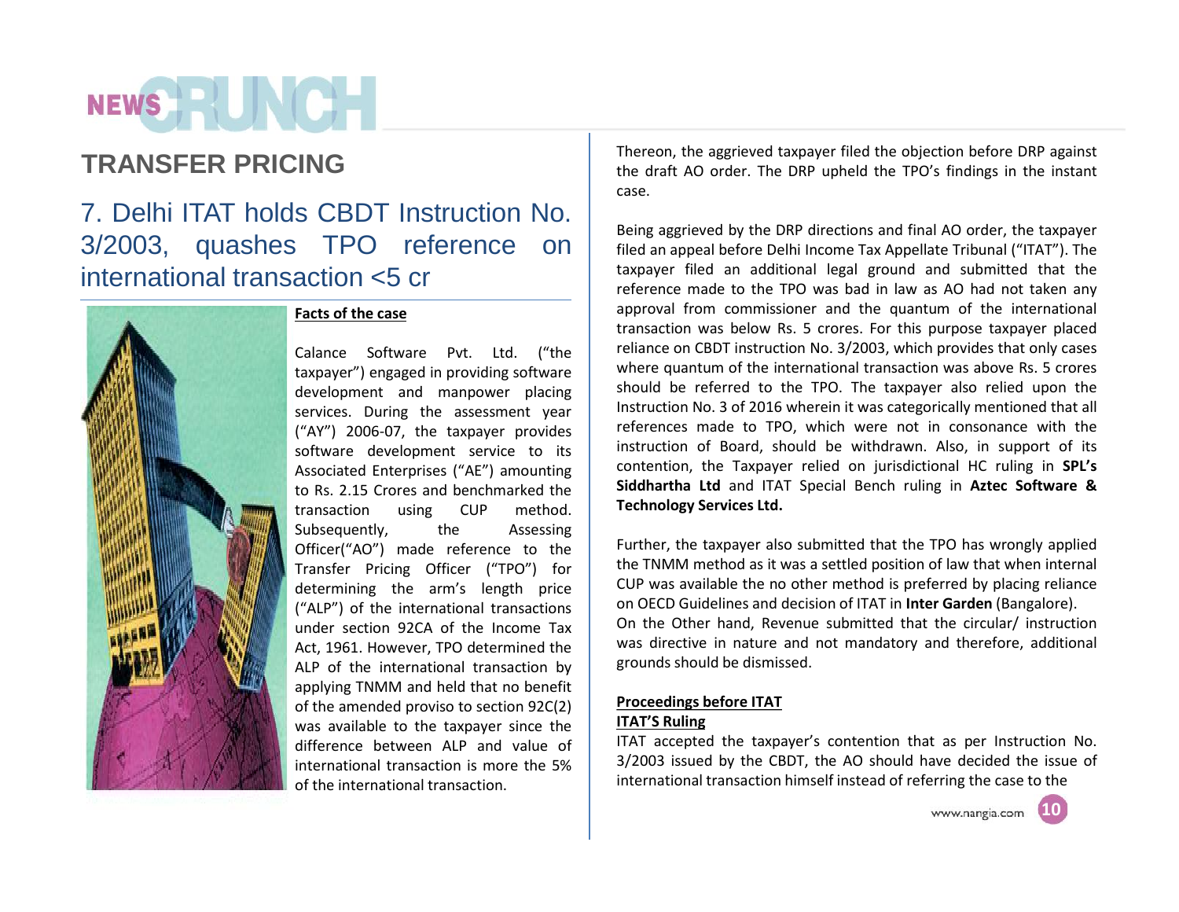# TRANSFER PRICING

## 7. Delhi ITAT holds CBDT Instruction No. 3/2003, quashes TPO reference on international transaction <5 cr

**Facts of the case**

Calance Software Pvt. Ltd. ("the taxpayer") engaged in providing software development and manpower placing services. During the assessment year ("AY") 2006-07, the taxpayer provides software development service to its Associated Enterprises ("AE") amounting to Rs. 2.15 Crores and benchmarked the transaction using CUP method. Subsequently, the Assessing Officer("AO") made reference to the Transfer Pricing Officer ("TPO") for determining the arm's length price ("ALP") of the international transactions under section 92CA of the Income Tax Act, 1961. However, TPO determined the ALP of the international transaction by applying TNMM and held that no benefit of the amended proviso to section 92C(2) was available to the taxpayer since the difference between ALP and value of international transaction is more the 5% of the international transaction.

Thereon, the aggrieved taxpayer filed the objection before DRP against the draft AO order. The DRP upheld the TPO's findings in the instant case.

Being aggrieved by the DRP directions and final AO order, the taxpayer filed an appeal before Delhi Income Tax Appellate Tribunal ("ITAT"). The taxpayer filed an additional legal ground and submitted that the reference made to the TPO was bad in law as AO had not taken any approval from commissioner and the quantum of the international transaction was below Rs. 5 crores. For this purpose taxpayer placed reliance on CBDT instruction No. 3/2003, which provides that only cases where quantum of the international transaction was above Rs. 5 crores should be referred to the TPO. The taxpayer also relied upon the Instruction No. 3 of 2016 wherein it was categorically mentioned that all references made to TPO, which were not in consonance with the instruction of Board, should be withdrawn. Also, in support of its contention, the Taxpayer relied on jurisdictional HC ruling in **SPL's Siddhartha Ltd** and ITAT Special Bench ruling in **Aztec Software & Technology Services Ltd.**

Further, the taxpayer also submitted that the TPO has wrongly applied the TNMM method as it was a settled position of law that when internal CUP was available the no other method is preferred by placing reliance on OECD Guidelines and decision of ITAT in **Inter Garden** (Bangalore).
On the Other hand, Revenue submitted that the circular/ instruction was directive in nature and not mandatory and therefore, additional grounds should be dismissed.

**Proceedings before ITAT**

**ITAT'S Ruling**

ITAT accepted the taxpayer's contention that as per Instruction No. 3/2003 issued by the CBDT, the AO should have decided the issue of international transaction himself instead of referring the case to the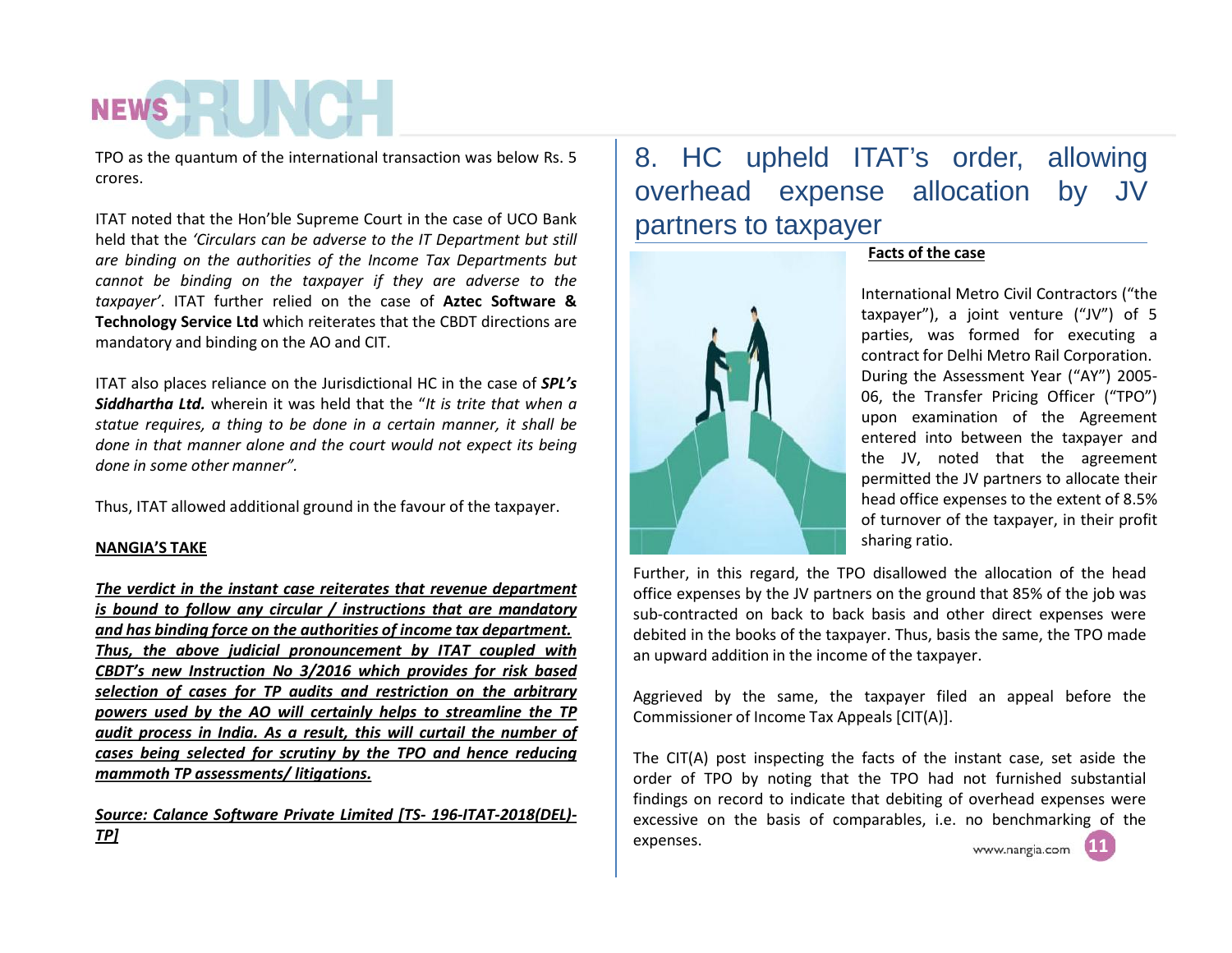TPO as the quantum of the international transaction was below Rs. 5 crores.

ITAT noted that the Hon'ble Supreme Court in the case of UCO Bank held that the *'Circulars can be adverse to the IT Department but still are binding on the authorities of the Income Tax Departments but cannot be binding on the taxpayer if they are adverse to the taxpayer'*. ITAT further relied on the case of **Aztec Software & Technology Service Ltd** which reiterates that the CBDT directions are mandatory and binding on the AO and CIT.

ITAT also places reliance on the Jurisdictional HC in the case of ***SPL's Siddhartha Ltd.*** wherein it was held that the "*It is trite that when a statue requires, a thing to be done in a certain manner, it shall be done in that manner alone and the court would not expect its being done in some other manner"*.

Thus, ITAT allowed additional ground in the favour of the taxpayer.

**NANGIA'S TAKE**

***The verdict in the instant case reiterates that revenue department is bound to follow any circular / instructions that are mandatory and has binding force on the authorities of income tax department. Thus, the above judicial pronouncement by ITAT coupled with CBDT's new Instruction No 3/2016 which provides for risk based selection of cases for TP audits and restriction on the arbitrary powers used by the AO will certainly helps to streamline the TP audit process in India. As a result, this will curtail the number of cases being selected for scrutiny by the TPO and hence reducing mammoth TP assessments/ litigations.***

***Source: Calance Software Private Limited [TS- 196-ITAT-2018(DEL)-TP]***

## 8. HC upheld ITAT's order, allowing overhead expense allocation by JV partners to taxpayer

**Facts of the case**

International Metro Civil Contractors ("the taxpayer"), a joint venture ("JV") of 5 parties, was formed for executing a contract for Delhi Metro Rail Corporation. During the Assessment Year ("AY") 2005-06, the Transfer Pricing Officer ("TPO") upon examination of the Agreement entered into between the taxpayer and the JV, noted that the agreement permitted the JV partners to allocate their head office expenses to the extent of 8.5% of turnover of the taxpayer, in their profit sharing ratio.

Further, in this regard, the TPO disallowed the allocation of the head office expenses by the JV partners on the ground that 85% of the job was sub-contracted on back to back basis and other direct expenses were debited in the books of the taxpayer. Thus, basis the same, the TPO made an upward addition in the income of the taxpayer.

Aggrieved by the same, the taxpayer filed an appeal before the Commissioner of Income Tax Appeals [CIT(A)].

The CIT(A) post inspecting the facts of the instant case, set aside the order of TPO by noting that the TPO had not furnished substantial findings on record to indicate that debiting of overhead expenses were excessive on the basis of comparables, i.e. no benchmarking of the expenses.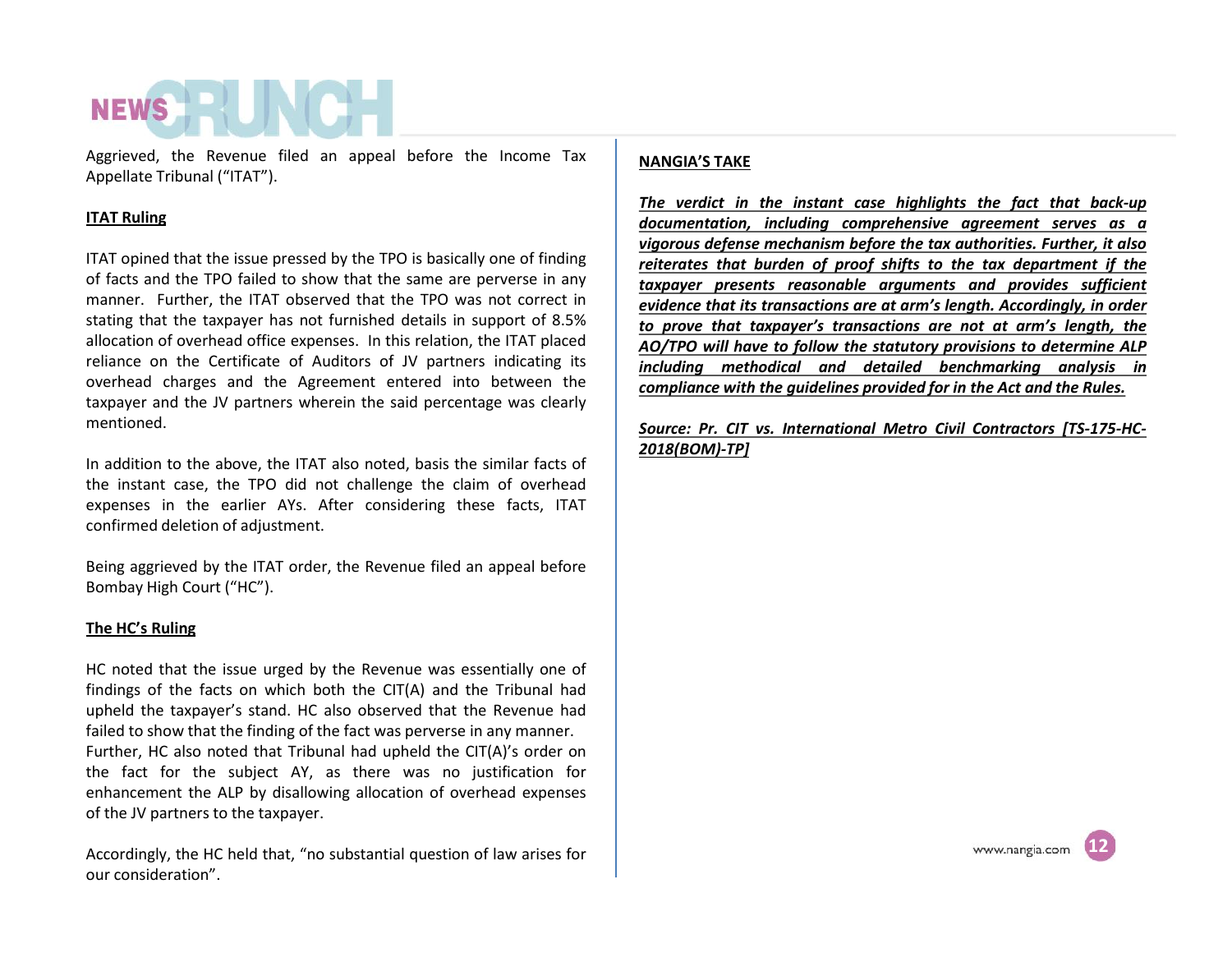Aggrieved, the Revenue filed an appeal before the Income Tax Appellate Tribunal ("ITAT").

**ITAT Ruling**

ITAT opined that the issue pressed by the TPO is basically one of finding of facts and the TPO failed to show that the same are perverse in any manner. Further, the ITAT observed that the TPO was not correct in stating that the taxpayer has not furnished details in support of 8.5% allocation of overhead office expenses. In this relation, the ITAT placed reliance on the Certificate of Auditors of JV partners indicating its overhead charges and the Agreement entered into between the taxpayer and the JV partners wherein the said percentage was clearly mentioned.

In addition to the above, the ITAT also noted, basis the similar facts of the instant case, the TPO did not challenge the claim of overhead expenses in the earlier AYs. After considering these facts, ITAT confirmed deletion of adjustment.

Being aggrieved by the ITAT order, the Revenue filed an appeal before Bombay High Court ("HC").

**The HC's Ruling**

HC noted that the issue urged by the Revenue was essentially one of findings of the facts on which both the CIT(A) and the Tribunal had upheld the taxpayer's stand. HC also observed that the Revenue had failed to show that the finding of the fact was perverse in any manner. Further, HC also noted that Tribunal had upheld the CIT(A)'s order on the fact for the subject AY, as there was no justification for enhancement the ALP by disallowing allocation of overhead expenses of the JV partners to the taxpayer.

Accordingly, the HC held that, "no substantial question of law arises for our consideration".

**NANGIA'S TAKE**

***The verdict in the instant case highlights the fact that back-up documentation, including comprehensive agreement serves as a vigorous defense mechanism before the tax authorities. Further, it also reiterates that burden of proof shifts to the tax department if the taxpayer presents reasonable arguments and provides sufficient evidence that its transactions are at arm's length. Accordingly, in order to prove that taxpayer's transactions are not at arm's length, the AO/TPO will have to follow the statutory provisions to determine ALP including methodical and detailed benchmarking analysis in compliance with the guidelines provided for in the Act and the Rules.***

***Source: Pr. CIT vs. International Metro Civil Contractors [TS-175-HC-2018(BOM)-TP]***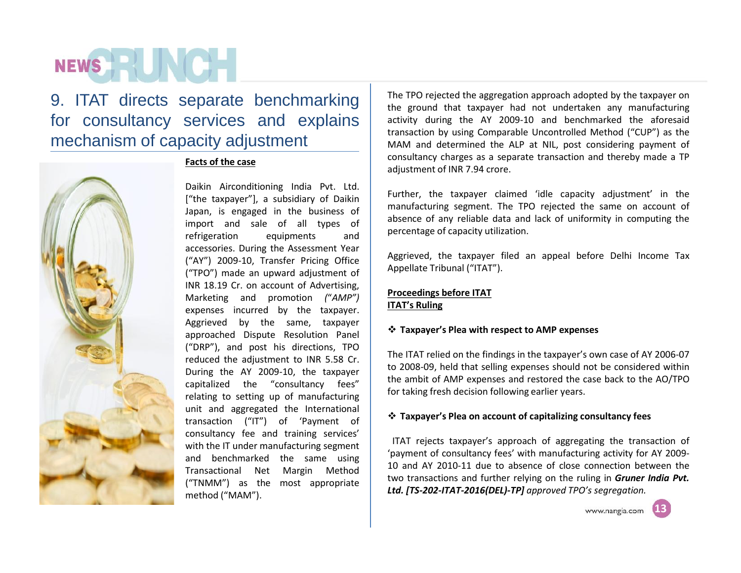## 9. ITAT directs separate benchmarking for consultancy services and explains mechanism of capacity adjustment

**Facts of the case**

Daikin Airconditioning India Pvt. Ltd. ["the taxpayer"], a subsidiary of Daikin Japan, is engaged in the business of import and sale of all types of refrigeration equipments and accessories. During the Assessment Year ("AY") 2009-10, Transfer Pricing Office ("TPO") made an upward adjustment of INR 18.19 Cr. on account of Advertising, Marketing and promotion *("AMP")* expenses incurred by the taxpayer. Aggrieved by the same, taxpayer approached Dispute Resolution Panel ("DRP"), and post his directions, TPO reduced the adjustment to INR 5.58 Cr. During the AY 2009-10, the taxpayer capitalized the "consultancy fees" relating to setting up of manufacturing unit and aggregated the International transaction ("IT") of 'Payment of consultancy fee and training services' with the IT under manufacturing segment and benchmarked the same using Transactional Net Margin Method ("TNMM") as the most appropriate method ("MAM").

The TPO rejected the aggregation approach adopted by the taxpayer on the ground that taxpayer had not undertaken any manufacturing activity during the AY 2009-10 and benchmarked the aforesaid transaction by using Comparable Uncontrolled Method ("CUP") as the MAM and determined the ALP at NIL, post considering payment of consultancy charges as a separate transaction and thereby made a TP adjustment of INR 7.94 crore.

Further, the taxpayer claimed 'idle capacity adjustment' in the manufacturing segment. The TPO rejected the same on account of absence of any reliable data and lack of uniformity in computing the percentage of capacity utilization.

Aggrieved, the taxpayer filed an appeal before Delhi Income Tax Appellate Tribunal ("ITAT").

**Proceedings before ITAT**

**ITAT's Ruling**

- **Taxpayer's Plea with respect to AMP expenses**

The ITAT relied on the findings in the taxpayer's own case of AY 2006-07 to 2008-09, held that selling expenses should not be considered within the ambit of AMP expenses and restored the case back to the AO/TPO for taking fresh decision following earlier years.

- **Taxpayer's Plea on account of capitalizing consultancy fees**

ITAT rejects taxpayer's approach of aggregating the transaction of 'payment of consultancy fees' with manufacturing activity for AY 2009-10 and AY 2010-11 due to absence of close connection between the two transactions and further relying on the ruling in ***Gruner India Pvt. Ltd. [TS-202-ITAT-2016(DEL)-TP]*** *approved TPO's segregation.*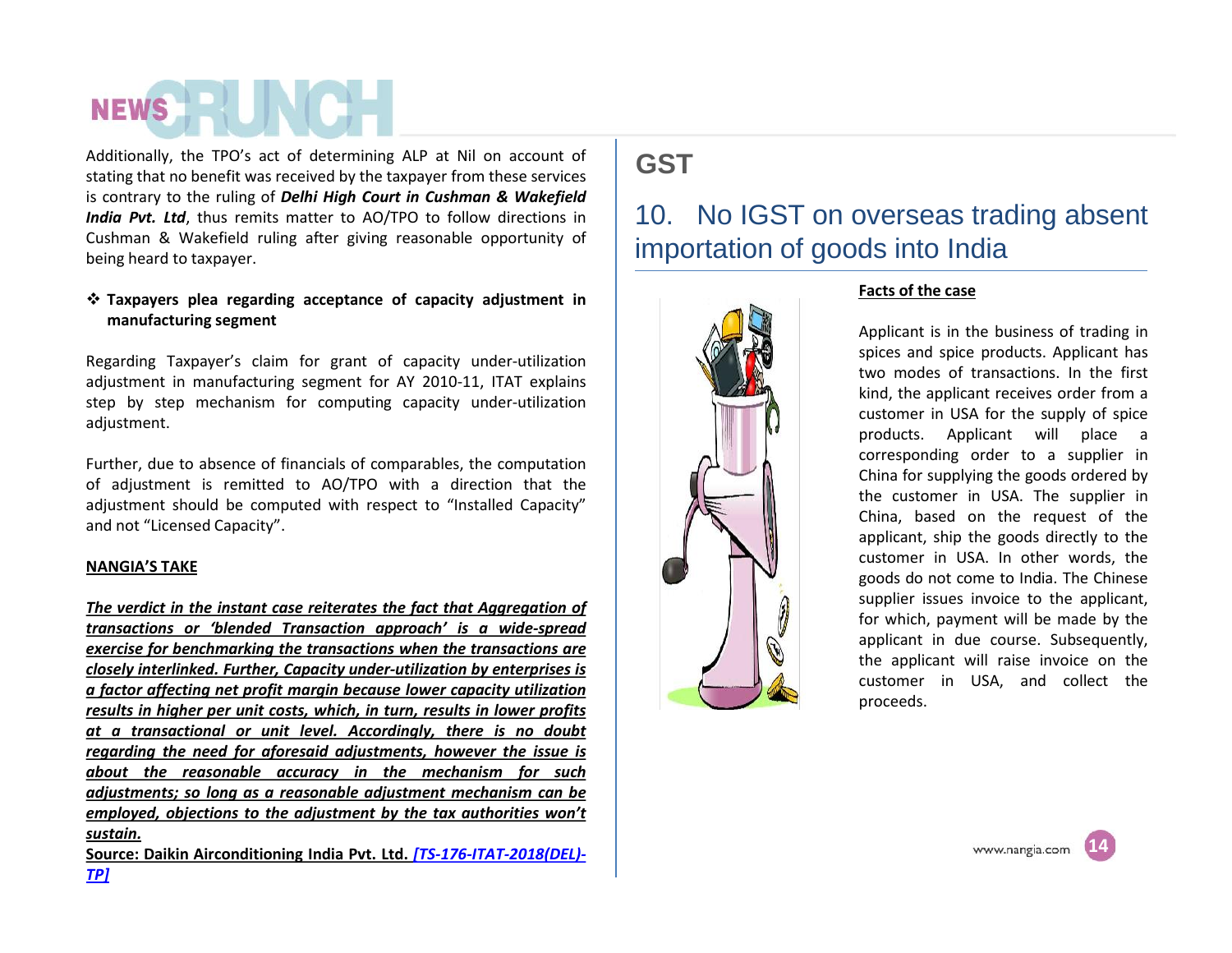Additionally, the TPO's act of determining ALP at Nil on account of stating that no benefit was received by the taxpayer from these services is contrary to the ruling of ***Delhi High Court in Cushman & Wakefield India Pvt. Ltd***, thus remits matter to AO/TPO to follow directions in Cushman & Wakefield ruling after giving reasonable opportunity of being heard to taxpayer.

- **Taxpayers plea regarding acceptance of capacity adjustment in manufacturing segment**

Regarding Taxpayer's claim for grant of capacity under-utilization adjustment in manufacturing segment for AY 2010-11, ITAT explains step by step mechanism for computing capacity under-utilization adjustment.

Further, due to absence of financials of comparables, the computation of adjustment is remitted to AO/TPO with a direction that the adjustment should be computed with respect to "Installed Capacity" and not "Licensed Capacity".

**NANGIA'S TAKE**

***The verdict in the instant case reiterates the fact that Aggregation of transactions or 'blended Transaction approach' is a wide-spread exercise for benchmarking the transactions when the transactions are closely interlinked. Further, Capacity under-utilization by enterprises is a factor affecting net profit margin because lower capacity utilization results in higher per unit costs, which, in turn, results in lower profits at a transactional or unit level. Accordingly, there is no doubt regarding the need for aforesaid adjustments, however the issue is about the reasonable accuracy in the mechanism for such adjustments; so long as a reasonable adjustment mechanism can be employed, objections to the adjustment by the tax authorities won't sustain.***

**Source: Daikin Airconditioning India Pvt. Ltd. *[TS-176-ITAT-2018(DEL)-TP]***

# GST

## 10. No IGST on overseas trading absent importation of goods into India

**Facts of the case**

Applicant is in the business of trading in spices and spice products. Applicant has two modes of transactions. In the first kind, the applicant receives order from a customer in USA for the supply of spice products. Applicant will place a corresponding order to a supplier in China for supplying the goods ordered by the customer in USA. The supplier in China, based on the request of the applicant, ship the goods directly to the customer in USA. In other words, the goods do not come to India. The Chinese supplier issues invoice to the applicant, for which, payment will be made by the applicant in due course. Subsequently, the applicant will raise invoice on the customer in USA, and collect the proceeds.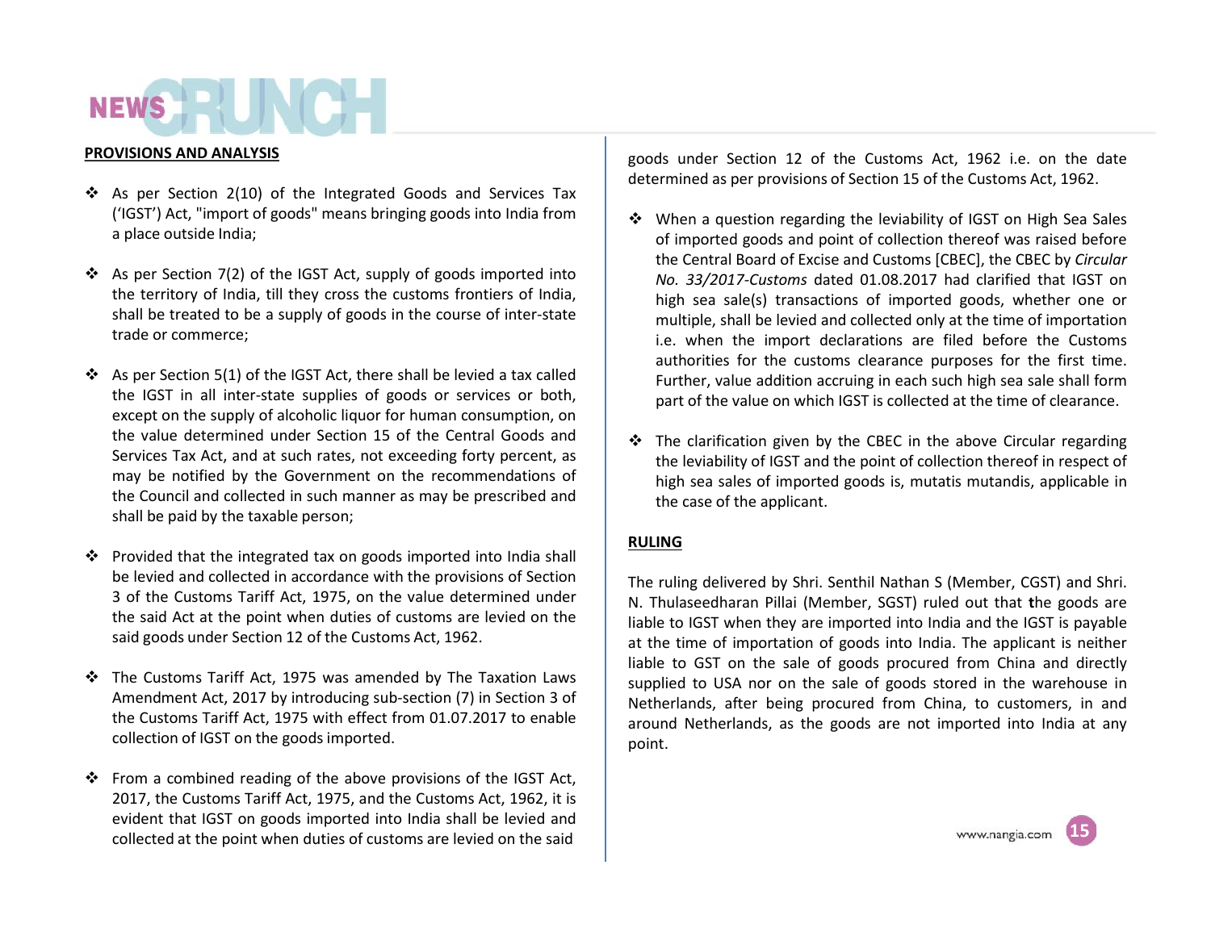**PROVISIONS AND ANALYSIS**

- As per Section 2(10) of the Integrated Goods and Services Tax ('IGST') Act, "import of goods" means bringing goods into India from a place outside India;

- As per Section 7(2) of the IGST Act, supply of goods imported into the territory of India, till they cross the customs frontiers of India, shall be treated to be a supply of goods in the course of inter-state trade or commerce;

- As per Section 5(1) of the IGST Act, there shall be levied a tax called the IGST in all inter-state supplies of goods or services or both, except on the supply of alcoholic liquor for human consumption, on the value determined under Section 15 of the Central Goods and Services Tax Act, and at such rates, not exceeding forty percent, as may be notified by the Government on the recommendations of the Council and collected in such manner as may be prescribed and shall be paid by the taxable person;

- Provided that the integrated tax on goods imported into India shall be levied and collected in accordance with the provisions of Section 3 of the Customs Tariff Act, 1975, on the value determined under the said Act at the point when duties of customs are levied on the said goods under Section 12 of the Customs Act, 1962.

- The Customs Tariff Act, 1975 was amended by The Taxation Laws Amendment Act, 2017 by introducing sub-section (7) in Section 3 of the Customs Tariff Act, 1975 with effect from 01.07.2017 to enable collection of IGST on the goods imported.

- From a combined reading of the above provisions of the IGST Act, 2017, the Customs Tariff Act, 1975, and the Customs Act, 1962, it is evident that IGST on goods imported into India shall be levied and collected at the point when duties of customs are levied on the said goods under Section 12 of the Customs Act, 1962 i.e. on the date determined as per provisions of Section 15 of the Customs Act, 1962.

- When a question regarding the leviability of IGST on High Sea Sales of imported goods and point of collection thereof was raised before the Central Board of Excise and Customs [CBEC], the CBEC by *Circular No. 33/2017-Customs* dated 01.08.2017 had clarified that IGST on high sea sale(s) transactions of imported goods, whether one or multiple, shall be levied and collected only at the time of importation i.e. when the import declarations are filed before the Customs authorities for the customs clearance purposes for the first time. Further, value addition accruing in each such high sea sale shall form part of the value on which IGST is collected at the time of clearance.

- The clarification given by the CBEC in the above Circular regarding the leviability of IGST and the point of collection thereof in respect of high sea sales of imported goods is, mutatis mutandis, applicable in the case of the applicant.

**RULING**

The ruling delivered by Shri. Senthil Nathan S (Member, CGST) and Shri. N. Thulaseedharan Pillai (Member, SGST) ruled out that the goods are liable to IGST when they are imported into India and the IGST is payable at the time of importation of goods into India. The applicant is neither liable to GST on the sale of goods procured from China and directly supplied to USA nor on the sale of goods stored in the warehouse in Netherlands, after being procured from China, to customers, in and around Netherlands, as the goods are not imported into India at any point.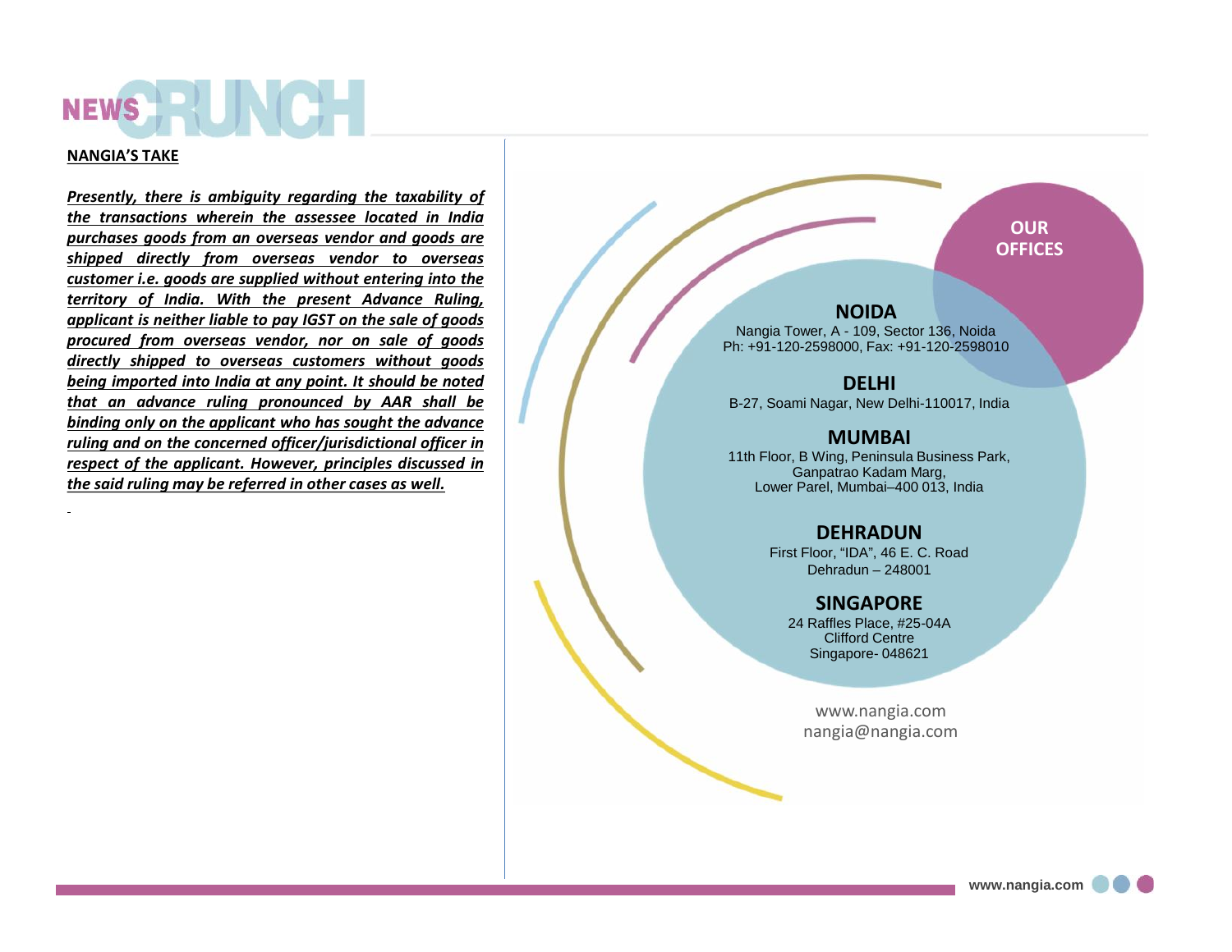## NANGIA'S TAKE

***Presently, there is ambiguity regarding the taxability of the transactions wherein the assessee located in India purchases goods from an overseas vendor and goods are shipped directly from overseas vendor to overseas customer i.e. goods are supplied without entering into the territory of India. With the present Advance Ruling, applicant is neither liable to pay IGST on the sale of goods procured from overseas vendor, nor on sale of goods directly shipped to overseas customers without goods being imported into India at any point. It should be noted that an advance ruling pronounced by AAR shall be binding only on the applicant who has sought the advance ruling and on the concerned officer/jurisdictional officer in respect of the applicant. However, principles discussed in the said ruling may be referred in other cases as well.***

## OUR OFFICES

### NOIDA
Nangia Tower, A - 109, Sector 136, Noida
Ph: +91-120-2598000, Fax: +91-120-2598010

### DELHI
B-27, Soami Nagar, New Delhi-110017, India

### MUMBAI
11th Floor, B Wing, Peninsula Business Park,
Ganpatrao Kadam Marg,
Lower Parel, Mumbai–400 013, India

### DEHRADUN
First Floor, "IDA", 46 E. C. Road
Dehradun – 248001

### SINGAPORE
24 Raffles Place, #25-04A
Clifford Centre
Singapore- 048621

www.nangia.com
nangia@nangia.com